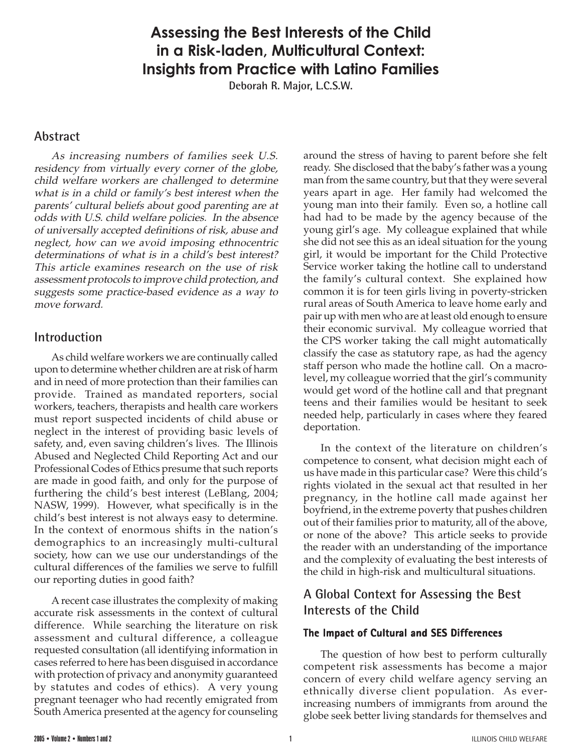# Assessing the Best Interests of the Child in a Risk-laden, Multicultural Context: Insights from Practice with Latino Families

**Deborah R. Major, L.C.S.W.**

## Abstract

*As increasing numbers of families seek U.S. residency from virtually every corner of the globe, child welfare workers are challenged to determine what is in a child or family's best interest when the parents' cultural beliefs about good parenting are at odds with U.S. child welfare policies. In the absence of universally accepted definitions of risk, abuse and neglect, how can we avoid imposing ethnocentric determinations of what is in a child's best interest? This article examines research on the use of risk assessment protocols to improve child protection, and suggests some practice-based evidence as a way to move forward.*

## Introduction

As child welfare workers we are continually called upon to determine whether children are at risk of harm and in need of more protection than their families can provide. Trained as mandated reporters, social workers, teachers, therapists and health care workers must report suspected incidents of child abuse or neglect in the interest of providing basic levels of safety, and, even saving children's lives. The Illinois Abused and Neglected Child Reporting Act and our Professional Codes of Ethics presume that such reports are made in good faith, and only for the purpose of furthering the child's best interest (LeBlang, 2004; NASW, 1999). However, what specifically is in the child's best interest is not always easy to determine. In the context of enormous shifts in the nation's demographics to an increasingly multi-cultural society, how can we use our understandings of the cultural differences of the families we serve to fulfill our reporting duties in good faith?

A recent case illustrates the complexity of making accurate risk assessments in the context of cultural difference. While searching the literature on risk assessment and cultural difference, a colleague requested consultation (all identifying information in cases referred to here has been disguised in accordance with protection of privacy and anonymity guaranteed by statutes and codes of ethics). A very young pregnant teenager who had recently emigrated from South America presented at the agency for counseling around the stress of having to parent before she felt ready. She disclosed that the baby's father was a young man from the same country, but that they were several years apart in age. Her family had welcomed the young man into their family. Even so, a hotline call had had to be made by the agency because of the young girl's age. My colleague explained that while she did not see this as an ideal situation for the young girl, it would be important for the Child Protective Service worker taking the hotline call to understand the family's cultural context. She explained how common it is for teen girls living in poverty-stricken rural areas of South America to leave home early and pair up with men who are at least old enough to ensure their economic survival. My colleague worried that the CPS worker taking the call might automatically classify the case as statutory rape, as had the agency staff person who made the hotline call. On a macro-level, my colleague worried that the girl's community would get word of the hotline call and that pregnant teens and their families would be hesitant to seek needed help, particularly in cases where they feared deportation.

In the context of the literature on children's competence to consent, what decision might each of us have made in this particular case? Were this child's rights violated in the sexual act that resulted in her pregnancy, in the hotline call made against her boyfriend, in the extreme poverty that pushes children out of their families prior to maturity, all of the above, or none of the above? This article seeks to provide the reader with an understanding of the importance and the complexity of evaluating the best interests of the child in high-risk and multicultural situations.

## A Global Context for Assessing the Best Interests of the Child

### The Impact of Cultural and SES Differences

The question of how best to perform culturally competent risk assessments has become a major concern of every child welfare agency serving an ethnically diverse client population. As ever-increasing numbers of immigrants from around the globe seek better living standards for themselves and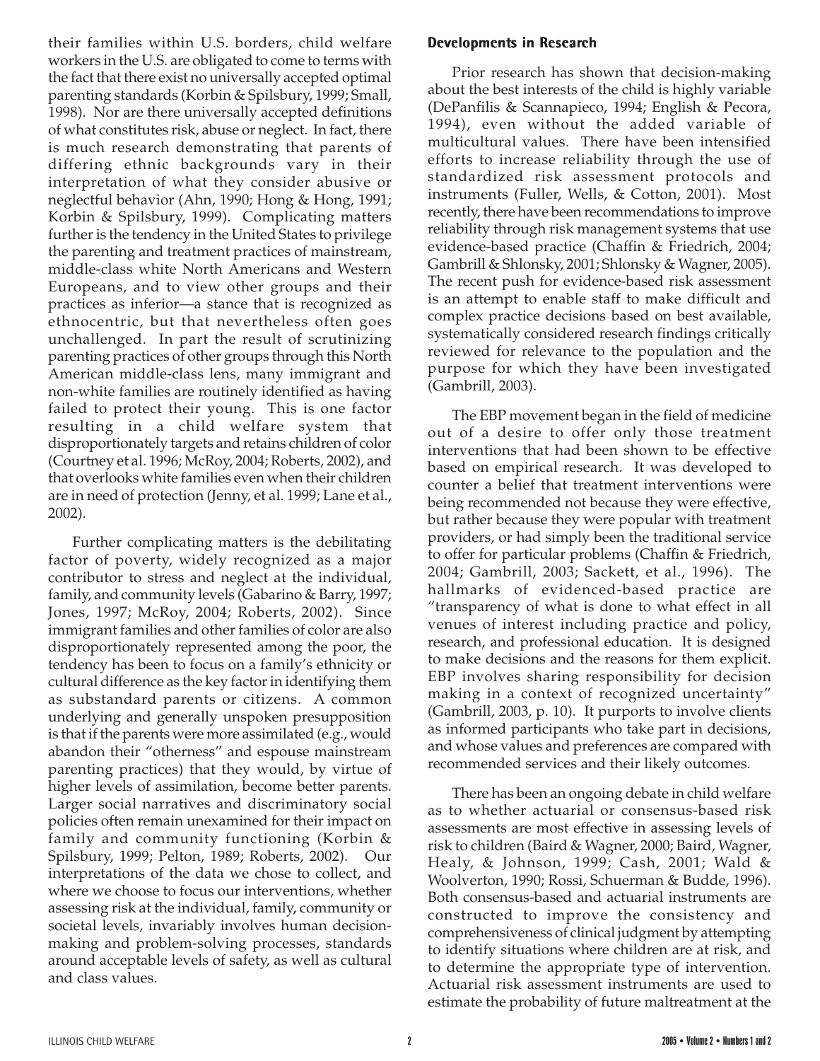their families within U.S. borders, child welfare workers in the U.S. are obligated to come to terms with the fact that there exist no universally accepted optimal parenting standards (Korbin & Spilsbury, 1999; Small, 1998). Nor are there universally accepted definitions of what constitutes risk, abuse or neglect. In fact, there is much research demonstrating that parents of differing ethnic backgrounds vary in their interpretation of what they consider abusive or neglectful behavior (Ahn, 1990; Hong & Hong, 1991; Korbin & Spilsbury, 1999). Complicating matters further is the tendency in the United States to privilege the parenting and treatment practices of mainstream, middle-class white North Americans and Western Europeans, and to view other groups and their practices as inferior—a stance that is recognized as ethnocentric, but that nevertheless often goes unchallenged. In part the result of scrutinizing parenting practices of other groups through this North American middle-class lens, many immigrant and non-white families are routinely identified as having failed to protect their young. This is one factor resulting in a child welfare system that disproportionately targets and retains children of color (Courtney et al. 1996; McRoy, 2004; Roberts, 2002), and that overlooks white families even when their children are in need of protection (Jenny, et al. 1999; Lane et al., 2002).

Further complicating matters is the debilitating factor of poverty, widely recognized as a major contributor to stress and neglect at the individual, family, and community levels (Gabarino & Barry, 1997; Jones, 1997; McRoy, 2004; Roberts, 2002). Since immigrant families and other families of color are also disproportionately represented among the poor, the tendency has been to focus on a family's ethnicity or cultural difference as the key factor in identifying them as substandard parents or citizens. A common underlying and generally unspoken presupposition is that if the parents were more assimilated (e.g., would abandon their "otherness" and espouse mainstream parenting practices) that they would, by virtue of higher levels of assimilation, become better parents. Larger social narratives and discriminatory social policies often remain unexamined for their impact on family and community functioning (Korbin & Spilsbury, 1999; Pelton, 1989; Roberts, 2002). Our interpretations of the data we chose to collect, and where we choose to focus our interventions, whether assessing risk at the individual, family, community or societal levels, invariably involves human decision-making and problem-solving processes, standards around acceptable levels of safety, as well as cultural and class values.

### Developments in Research

Prior research has shown that decision-making about the best interests of the child is highly variable (DePanfilis & Scannapieco, 1994; English & Pecora, 1994), even without the added variable of multicultural values. There have been intensified efforts to increase reliability through the use of standardized risk assessment protocols and instruments (Fuller, Wells, & Cotton, 2001). Most recently, there have been recommendations to improve reliability through risk management systems that use evidence-based practice (Chaffin & Friedrich, 2004; Gambrill & Shlonsky, 2001; Shlonsky & Wagner, 2005). The recent push for evidence-based risk assessment is an attempt to enable staff to make difficult and complex practice decisions based on best available, systematically considered research findings critically reviewed for relevance to the population and the purpose for which they have been investigated (Gambrill, 2003).

The EBP movement began in the field of medicine out of a desire to offer only those treatment interventions that had been shown to be effective based on empirical research. It was developed to counter a belief that treatment interventions were being recommended not because they were effective, but rather because they were popular with treatment providers, or had simply been the traditional service to offer for particular problems (Chaffin & Friedrich, 2004; Gambrill, 2003; Sackett, et al., 1996). The hallmarks of evidenced-based practice are "transparency of what is done to what effect in all venues of interest including practice and policy, research, and professional education. It is designed to make decisions and the reasons for them explicit. EBP involves sharing responsibility for decision making in a context of recognized uncertainty" (Gambrill, 2003, p. 10). It purports to involve clients as informed participants who take part in decisions, and whose values and preferences are compared with recommended services and their likely outcomes.

There has been an ongoing debate in child welfare as to whether actuarial or consensus-based risk assessments are most effective in assessing levels of risk to children (Baird & Wagner, 2000; Baird, Wagner, Healy, & Johnson, 1999; Cash, 2001; Wald & Woolverton, 1990; Rossi, Schuerman & Budde, 1996). Both consensus-based and actuarial instruments are constructed to improve the consistency and comprehensiveness of clinical judgment by attempting to identify situations where children are at risk, and to determine the appropriate type of intervention. Actuarial risk assessment instruments are used to estimate the probability of future maltreatment at the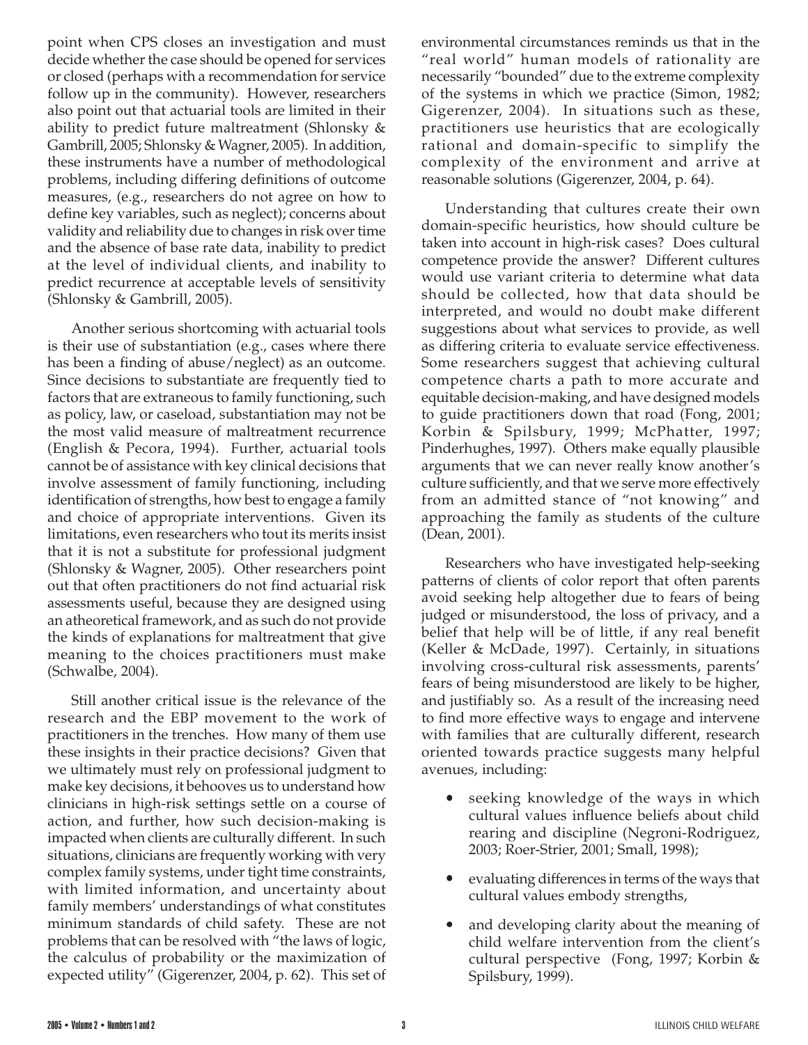point when CPS closes an investigation and must decide whether the case should be opened for services or closed (perhaps with a recommendation for service follow up in the community). However, researchers also point out that actuarial tools are limited in their ability to predict future maltreatment (Shlonsky & Gambrill, 2005; Shlonsky & Wagner, 2005). In addition, these instruments have a number of methodological problems, including differing definitions of outcome measures, (e.g., researchers do not agree on how to define key variables, such as neglect); concerns about validity and reliability due to changes in risk over time and the absence of base rate data, inability to predict at the level of individual clients, and inability to predict recurrence at acceptable levels of sensitivity (Shlonsky & Gambrill, 2005).

Another serious shortcoming with actuarial tools is their use of substantiation (e.g., cases where there has been a finding of abuse/neglect) as an outcome. Since decisions to substantiate are frequently tied to factors that are extraneous to family functioning, such as policy, law, or caseload, substantiation may not be the most valid measure of maltreatment recurrence (English & Pecora, 1994). Further, actuarial tools cannot be of assistance with key clinical decisions that involve assessment of family functioning, including identification of strengths, how best to engage a family and choice of appropriate interventions. Given its limitations, even researchers who tout its merits insist that it is not a substitute for professional judgment (Shlonsky & Wagner, 2005). Other researchers point out that often practitioners do not find actuarial risk assessments useful, because they are designed using an atheoretical framework, and as such do not provide the kinds of explanations for maltreatment that give meaning to the choices practitioners must make (Schwalbe, 2004).

Still another critical issue is the relevance of the research and the EBP movement to the work of practitioners in the trenches. How many of them use these insights in their practice decisions? Given that we ultimately must rely on professional judgment to make key decisions, it behooves us to understand how clinicians in high-risk settings settle on a course of action, and further, how such decision-making is impacted when clients are culturally different. In such situations, clinicians are frequently working with very complex family systems, under tight time constraints, with limited information, and uncertainty about family members' understandings of what constitutes minimum standards of child safety. These are not problems that can be resolved with "the laws of logic, the calculus of probability or the maximization of expected utility" (Gigerenzer, 2004, p. 62). This set of environmental circumstances reminds us that in the "real world" human models of rationality are necessarily "bounded" due to the extreme complexity of the systems in which we practice (Simon, 1982; Gigerenzer, 2004). In situations such as these, practitioners use heuristics that are ecologically rational and domain-specific to simplify the complexity of the environment and arrive at reasonable solutions (Gigerenzer, 2004, p. 64).

Understanding that cultures create their own domain-specific heuristics, how should culture be taken into account in high-risk cases? Does cultural competence provide the answer? Different cultures would use variant criteria to determine what data should be collected, how that data should be interpreted, and would no doubt make different suggestions about what services to provide, as well as differing criteria to evaluate service effectiveness. Some researchers suggest that achieving cultural competence charts a path to more accurate and equitable decision-making, and have designed models to guide practitioners down that road (Fong, 2001; Korbin & Spilsbury, 1999; McPhatter, 1997; Pinderhughes, 1997). Others make equally plausible arguments that we can never really know another's culture sufficiently, and that we serve more effectively from an admitted stance of "not knowing" and approaching the family as students of the culture (Dean, 2001).

Researchers who have investigated help-seeking patterns of clients of color report that often parents avoid seeking help altogether due to fears of being judged or misunderstood, the loss of privacy, and a belief that help will be of little, if any real benefit (Keller & McDade, 1997). Certainly, in situations involving cross-cultural risk assessments, parents' fears of being misunderstood are likely to be higher, and justifiably so. As a result of the increasing need to find more effective ways to engage and intervene with families that are culturally different, research oriented towards practice suggests many helpful avenues, including:

- seeking knowledge of the ways in which cultural values influence beliefs about child rearing and discipline (Negroni-Rodriguez, 2003; Roer-Strier, 2001; Small, 1998);
- evaluating differences in terms of the ways that cultural values embody strengths,
- and developing clarity about the meaning of child welfare intervention from the client's cultural perspective (Fong, 1997; Korbin & Spilsbury, 1999).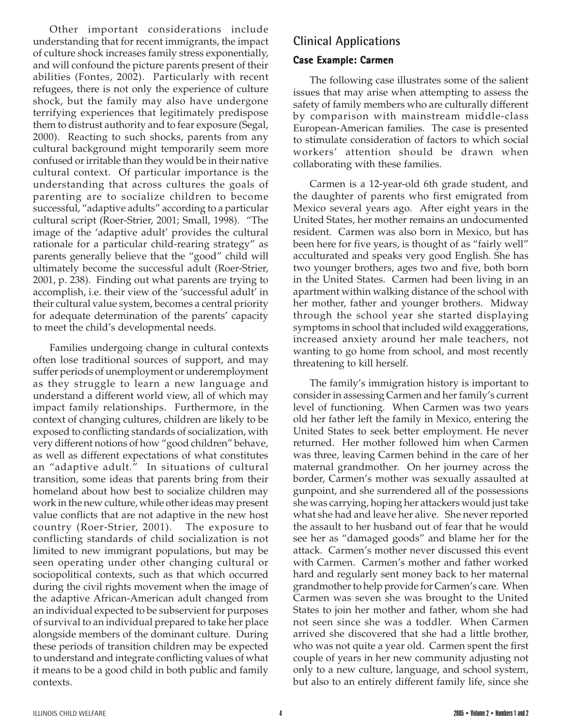Other important considerations include understanding that for recent immigrants, the impact of culture shock increases family stress exponentially, and will confound the picture parents present of their abilities (Fontes, 2002). Particularly with recent refugees, there is not only the experience of culture shock, but the family may also have undergone terrifying experiences that legitimately predispose them to distrust authority and to fear exposure (Segal, 2000). Reacting to such shocks, parents from any cultural background might temporarily seem more confused or irritable than they would be in their native cultural context. Of particular importance is the understanding that across cultures the goals of parenting are to socialize children to become successful, "adaptive adults" according to a particular cultural script (Roer-Strier, 2001; Small, 1998). "The image of the 'adaptive adult' provides the cultural rationale for a particular child-rearing strategy" as parents generally believe that the "good" child will ultimately become the successful adult (Roer-Strier, 2001, p. 238). Finding out what parents are trying to accomplish, i.e. their view of the 'successful adult' in their cultural value system, becomes a central priority for adequate determination of the parents' capacity to meet the child's developmental needs.

Families undergoing change in cultural contexts often lose traditional sources of support, and may suffer periods of unemployment or underemployment as they struggle to learn a new language and understand a different world view, all of which may impact family relationships. Furthermore, in the context of changing cultures, children are likely to be exposed to conflicting standards of socialization, with very different notions of how "good children" behave, as well as different expectations of what constitutes an "adaptive adult." In situations of cultural transition, some ideas that parents bring from their homeland about how best to socialize children may work in the new culture, while other ideas may present value conflicts that are not adaptive in the new host country (Roer-Strier, 2001). The exposure to conflicting standards of child socialization is not limited to new immigrant populations, but may be seen operating under other changing cultural or sociopolitical contexts, such as that which occurred during the civil rights movement when the image of the adaptive African-American adult changed from an individual expected to be subservient for purposes of survival to an individual prepared to take her place alongside members of the dominant culture. During these periods of transition children may be expected to understand and integrate conflicting values of what it means to be a good child in both public and family contexts.

## Clinical Applications

### Case Example: Carmen

The following case illustrates some of the salient issues that may arise when attempting to assess the safety of family members who are culturally different by comparison with mainstream middle-class European-American families. The case is presented to stimulate consideration of factors to which social workers' attention should be drawn when collaborating with these families.

Carmen is a 12-year-old 6th grade student, and the daughter of parents who first emigrated from Mexico several years ago. After eight years in the United States, her mother remains an undocumented resident. Carmen was also born in Mexico, but has been here for five years, is thought of as "fairly well" acculturated and speaks very good English. She has two younger brothers, ages two and five, both born in the United States. Carmen had been living in an apartment within walking distance of the school with her mother, father and younger brothers. Midway through the school year she started displaying symptoms in school that included wild exaggerations, increased anxiety around her male teachers, not wanting to go home from school, and most recently threatening to kill herself.

The family's immigration history is important to consider in assessing Carmen and her family's current level of functioning. When Carmen was two years old her father left the family in Mexico, entering the United States to seek better employment. He never returned. Her mother followed him when Carmen was three, leaving Carmen behind in the care of her maternal grandmother. On her journey across the border, Carmen's mother was sexually assaulted at gunpoint, and she surrendered all of the possessions she was carrying, hoping her attackers would just take what she had and leave her alive. She never reported the assault to her husband out of fear that he would see her as "damaged goods" and blame her for the attack. Carmen's mother never discussed this event with Carmen. Carmen's mother and father worked hard and regularly sent money back to her maternal grandmother to help provide for Carmen's care. When Carmen was seven she was brought to the United States to join her mother and father, whom she had not seen since she was a toddler. When Carmen arrived she discovered that she had a little brother, who was not quite a year old. Carmen spent the first couple of years in her new community adjusting not only to a new culture, language, and school system, but also to an entirely different family life, since she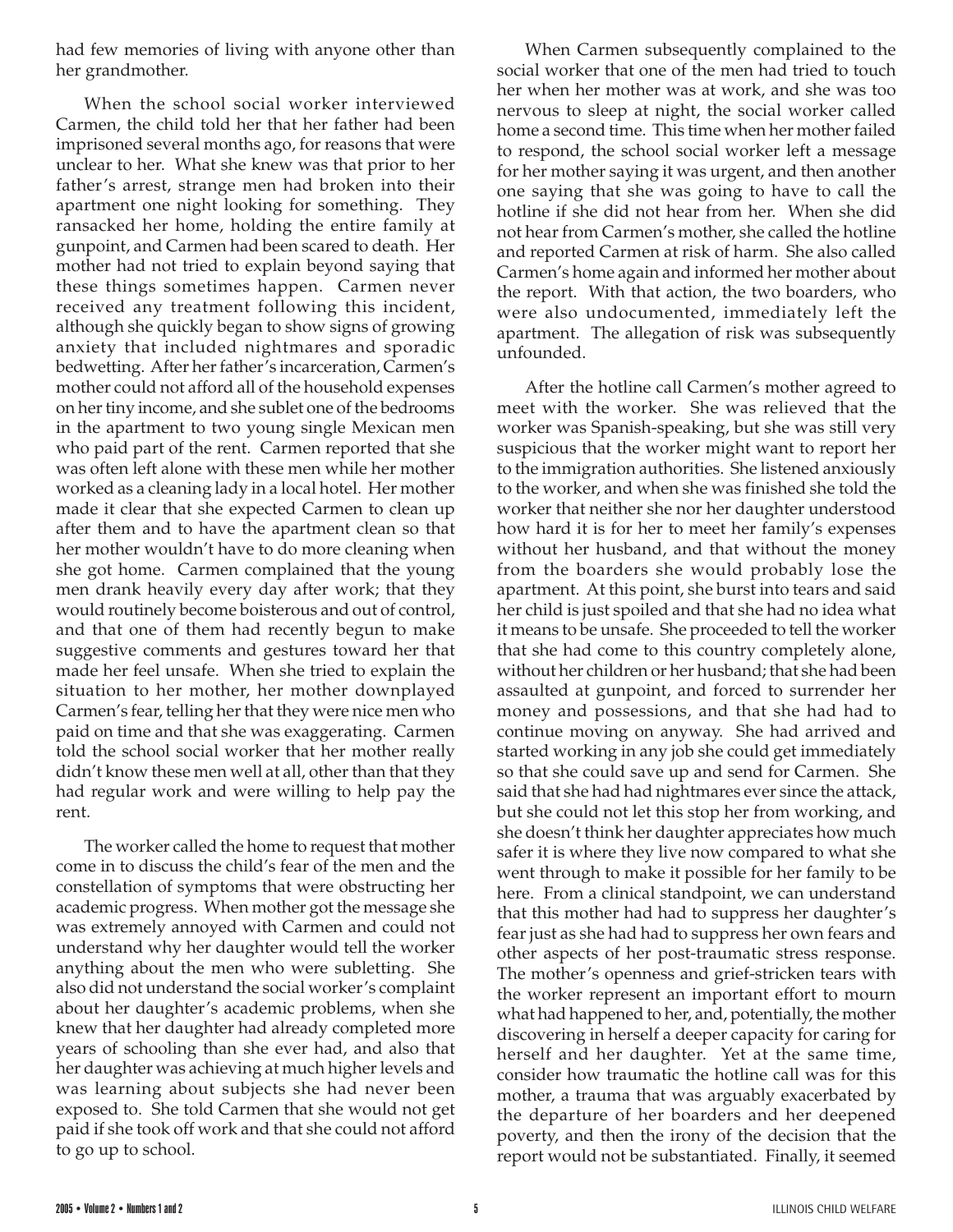had few memories of living with anyone other than her grandmother.

When the school social worker interviewed Carmen, the child told her that her father had been imprisoned several months ago, for reasons that were unclear to her. What she knew was that prior to her father's arrest, strange men had broken into their apartment one night looking for something. They ransacked her home, holding the entire family at gunpoint, and Carmen had been scared to death. Her mother had not tried to explain beyond saying that these things sometimes happen. Carmen never received any treatment following this incident, although she quickly began to show signs of growing anxiety that included nightmares and sporadic bedwetting. After her father's incarceration, Carmen's mother could not afford all of the household expenses on her tiny income, and she sublet one of the bedrooms in the apartment to two young single Mexican men who paid part of the rent. Carmen reported that she was often left alone with these men while her mother worked as a cleaning lady in a local hotel. Her mother made it clear that she expected Carmen to clean up after them and to have the apartment clean so that her mother wouldn't have to do more cleaning when she got home. Carmen complained that the young men drank heavily every day after work; that they would routinely become boisterous and out of control, and that one of them had recently begun to make suggestive comments and gestures toward her that made her feel unsafe. When she tried to explain the situation to her mother, her mother downplayed Carmen's fear, telling her that they were nice men who paid on time and that she was exaggerating. Carmen told the school social worker that her mother really didn't know these men well at all, other than that they had regular work and were willing to help pay the rent.

The worker called the home to request that mother come in to discuss the child's fear of the men and the constellation of symptoms that were obstructing her academic progress. When mother got the message she was extremely annoyed with Carmen and could not understand why her daughter would tell the worker anything about the men who were subletting. She also did not understand the social worker's complaint about her daughter's academic problems, when she knew that her daughter had already completed more years of schooling than she ever had, and also that her daughter was achieving at much higher levels and was learning about subjects she had never been exposed to. She told Carmen that she would not get paid if she took off work and that she could not afford to go up to school.

When Carmen subsequently complained to the social worker that one of the men had tried to touch her when her mother was at work, and she was too nervous to sleep at night, the social worker called home a second time. This time when her mother failed to respond, the school social worker left a message for her mother saying it was urgent, and then another one saying that she was going to have to call the hotline if she did not hear from her. When she did not hear from Carmen's mother, she called the hotline and reported Carmen at risk of harm. She also called Carmen's home again and informed her mother about the report. With that action, the two boarders, who were also undocumented, immediately left the apartment. The allegation of risk was subsequently unfounded.

After the hotline call Carmen's mother agreed to meet with the worker. She was relieved that the worker was Spanish-speaking, but she was still very suspicious that the worker might want to report her to the immigration authorities. She listened anxiously to the worker, and when she was finished she told the worker that neither she nor her daughter understood how hard it is for her to meet her family's expenses without her husband, and that without the money from the boarders she would probably lose the apartment. At this point, she burst into tears and said her child is just spoiled and that she had no idea what it means to be unsafe. She proceeded to tell the worker that she had come to this country completely alone, without her children or her husband; that she had been assaulted at gunpoint, and forced to surrender her money and possessions, and that she had had to continue moving on anyway. She had arrived and started working in any job she could get immediately so that she could save up and send for Carmen. She said that she had had nightmares ever since the attack, but she could not let this stop her from working, and she doesn't think her daughter appreciates how much safer it is where they live now compared to what she went through to make it possible for her family to be here. From a clinical standpoint, we can understand that this mother had had to suppress her daughter's fear just as she had had to suppress her own fears and other aspects of her post-traumatic stress response. The mother's openness and grief-stricken tears with the worker represent an important effort to mourn what had happened to her, and, potentially, the mother discovering in herself a deeper capacity for caring for herself and her daughter. Yet at the same time, consider how traumatic the hotline call was for this mother, a trauma that was arguably exacerbated by the departure of her boarders and her deepened poverty, and then the irony of the decision that the report would not be substantiated. Finally, it seemed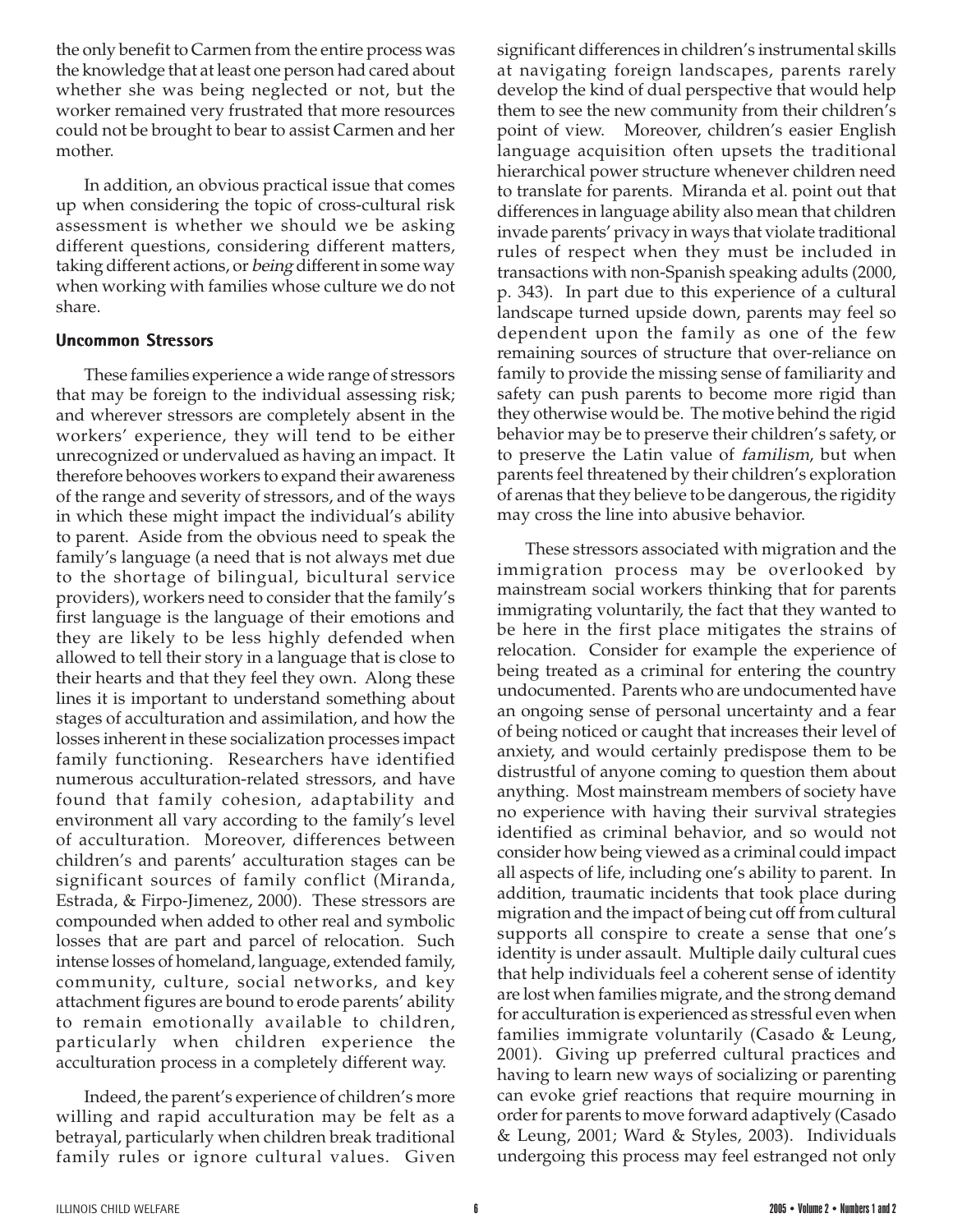the only benefit to Carmen from the entire process was the knowledge that at least one person had cared about whether she was being neglected or not, but the worker remained very frustrated that more resources could not be brought to bear to assist Carmen and her mother.

In addition, an obvious practical issue that comes up when considering the topic of cross-cultural risk assessment is whether we should we be asking different questions, considering different matters, taking different actions, or *being* different in some way when working with families whose culture we do not share.

### Uncommon Stressors

These families experience a wide range of stressors that may be foreign to the individual assessing risk; and wherever stressors are completely absent in the workers' experience, they will tend to be either unrecognized or undervalued as having an impact. It therefore behooves workers to expand their awareness of the range and severity of stressors, and of the ways in which these might impact the individual's ability to parent. Aside from the obvious need to speak the family's language (a need that is not always met due to the shortage of bilingual, bicultural service providers), workers need to consider that the family's first language is the language of their emotions and they are likely to be less highly defended when allowed to tell their story in a language that is close to their hearts and that they feel they own. Along these lines it is important to understand something about stages of acculturation and assimilation, and how the losses inherent in these socialization processes impact family functioning. Researchers have identified numerous acculturation-related stressors, and have found that family cohesion, adaptability and environment all vary according to the family's level of acculturation. Moreover, differences between children's and parents' acculturation stages can be significant sources of family conflict (Miranda, Estrada, & Firpo-Jimenez, 2000). These stressors are compounded when added to other real and symbolic losses that are part and parcel of relocation. Such intense losses of homeland, language, extended family, community, culture, social networks, and key attachment figures are bound to erode parents' ability to remain emotionally available to children, particularly when children experience the acculturation process in a completely different way.

Indeed, the parent's experience of children's more willing and rapid acculturation may be felt as a betrayal, particularly when children break traditional family rules or ignore cultural values. Given significant differences in children's instrumental skills at navigating foreign landscapes, parents rarely develop the kind of dual perspective that would help them to see the new community from their children's point of view. Moreover, children's easier English language acquisition often upsets the traditional hierarchical power structure whenever children need to translate for parents. Miranda et al. point out that differences in language ability also mean that children invade parents' privacy in ways that violate traditional rules of respect when they must be included in transactions with non-Spanish speaking adults (2000, p. 343). In part due to this experience of a cultural landscape turned upside down, parents may feel so dependent upon the family as one of the few remaining sources of structure that over-reliance on family to provide the missing sense of familiarity and safety can push parents to become more rigid than they otherwise would be. The motive behind the rigid behavior may be to preserve their children's safety, or to preserve the Latin value of *familism*, but when parents feel threatened by their children's exploration of arenas that they believe to be dangerous, the rigidity may cross the line into abusive behavior.

These stressors associated with migration and the immigration process may be overlooked by mainstream social workers thinking that for parents immigrating voluntarily, the fact that they wanted to be here in the first place mitigates the strains of relocation. Consider for example the experience of being treated as a criminal for entering the country undocumented. Parents who are undocumented have an ongoing sense of personal uncertainty and a fear of being noticed or caught that increases their level of anxiety, and would certainly predispose them to be distrustful of anyone coming to question them about anything. Most mainstream members of society have no experience with having their survival strategies identified as criminal behavior, and so would not consider how being viewed as a criminal could impact all aspects of life, including one's ability to parent. In addition, traumatic incidents that took place during migration and the impact of being cut off from cultural supports all conspire to create a sense that one's identity is under assault. Multiple daily cultural cues that help individuals feel a coherent sense of identity are lost when families migrate, and the strong demand for acculturation is experienced as stressful even when families immigrate voluntarily (Casado & Leung, 2001). Giving up preferred cultural practices and having to learn new ways of socializing or parenting can evoke grief reactions that require mourning in order for parents to move forward adaptively (Casado & Leung, 2001; Ward & Styles, 2003). Individuals undergoing this process may feel estranged not only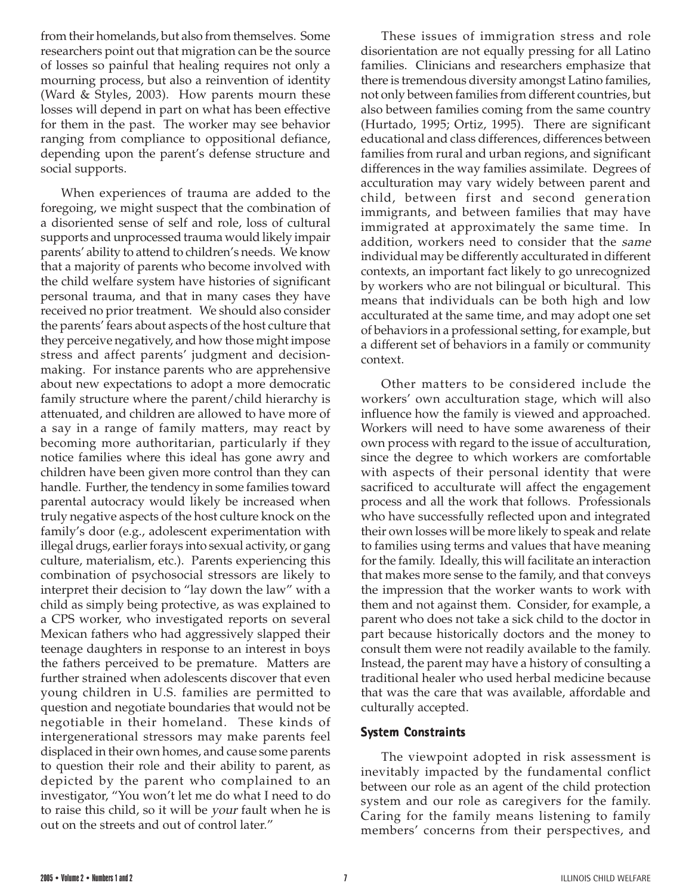from their homelands, but also from themselves. Some researchers point out that migration can be the source of losses so painful that healing requires not only a mourning process, but also a reinvention of identity (Ward & Styles, 2003). How parents mourn these losses will depend in part on what has been effective for them in the past. The worker may see behavior ranging from compliance to oppositional defiance, depending upon the parent's defense structure and social supports.

When experiences of trauma are added to the foregoing, we might suspect that the combination of a disoriented sense of self and role, loss of cultural supports and unprocessed trauma would likely impair parents' ability to attend to children's needs. We know that a majority of parents who become involved with the child welfare system have histories of significant personal trauma, and that in many cases they have received no prior treatment. We should also consider the parents' fears about aspects of the host culture that they perceive negatively, and how those might impose stress and affect parents' judgment and decision-making. For instance parents who are apprehensive about new expectations to adopt a more democratic family structure where the parent/child hierarchy is attenuated, and children are allowed to have more of a say in a range of family matters, may react by becoming more authoritarian, particularly if they notice families where this ideal has gone awry and children have been given more control than they can handle. Further, the tendency in some families toward parental autocracy would likely be increased when truly negative aspects of the host culture knock on the family's door (e.g., adolescent experimentation with illegal drugs, earlier forays into sexual activity, or gang culture, materialism, etc.). Parents experiencing this combination of psychosocial stressors are likely to interpret their decision to "lay down the law" with a child as simply being protective, as was explained to a CPS worker, who investigated reports on several Mexican fathers who had aggressively slapped their teenage daughters in response to an interest in boys the fathers perceived to be premature. Matters are further strained when adolescents discover that even young children in U.S. families are permitted to question and negotiate boundaries that would not be negotiable in their homeland. These kinds of intergenerational stressors may make parents feel displaced in their own homes, and cause some parents to question their role and their ability to parent, as depicted by the parent who complained to an investigator, "You won't let me do what I need to do to raise this child, so it will be *your* fault when he is out on the streets and out of control later."

These issues of immigration stress and role disorientation are not equally pressing for all Latino families. Clinicians and researchers emphasize that there is tremendous diversity amongst Latino families, not only between families from different countries, but also between families coming from the same country (Hurtado, 1995; Ortiz, 1995). There are significant educational and class differences, differences between families from rural and urban regions, and significant differences in the way families assimilate. Degrees of acculturation may vary widely between parent and child, between first and second generation immigrants, and between families that may have immigrated at approximately the same time. In addition, workers need to consider that the *same* individual may be differently acculturated in different contexts, an important fact likely to go unrecognized by workers who are not bilingual or bicultural. This means that individuals can be both high and low acculturated at the same time, and may adopt one set of behaviors in a professional setting, for example, but a different set of behaviors in a family or community context.

Other matters to be considered include the workers' own acculturation stage, which will also influence how the family is viewed and approached. Workers will need to have some awareness of their own process with regard to the issue of acculturation, since the degree to which workers are comfortable with aspects of their personal identity that were sacrificed to acculturate will affect the engagement process and all the work that follows. Professionals who have successfully reflected upon and integrated their own losses will be more likely to speak and relate to families using terms and values that have meaning for the family. Ideally, this will facilitate an interaction that makes more sense to the family, and that conveys the impression that the worker wants to work with them and not against them. Consider, for example, a parent who does not take a sick child to the doctor in part because historically doctors and the money to consult them were not readily available to the family. Instead, the parent may have a history of consulting a traditional healer who used herbal medicine because that was the care that was available, affordable and culturally accepted.

### System Constraints

The viewpoint adopted in risk assessment is inevitably impacted by the fundamental conflict between our role as an agent of the child protection system and our role as caregivers for the family. Caring for the family means listening to family members' concerns from their perspectives, and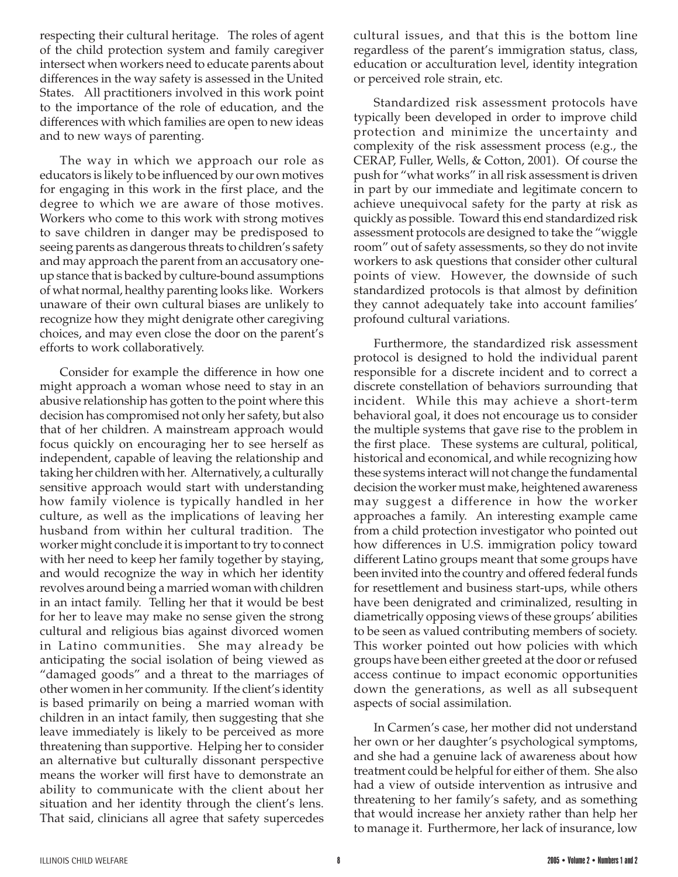respecting their cultural heritage. The roles of agent of the child protection system and family caregiver intersect when workers need to educate parents about differences in the way safety is assessed in the United States. All practitioners involved in this work point to the importance of the role of education, and the differences with which families are open to new ideas and to new ways of parenting.

The way in which we approach our role as educators is likely to be influenced by our own motives for engaging in this work in the first place, and the degree to which we are aware of those motives. Workers who come to this work with strong motives to save children in danger may be predisposed to seeing parents as dangerous threats to children's safety and may approach the parent from an accusatory one-up stance that is backed by culture-bound assumptions of what normal, healthy parenting looks like. Workers unaware of their own cultural biases are unlikely to recognize how they might denigrate other caregiving choices, and may even close the door on the parent's efforts to work collaboratively.

Consider for example the difference in how one might approach a woman whose need to stay in an abusive relationship has gotten to the point where this decision has compromised not only her safety, but also that of her children. A mainstream approach would focus quickly on encouraging her to see herself as independent, capable of leaving the relationship and taking her children with her. Alternatively, a culturally sensitive approach would start with understanding how family violence is typically handled in her culture, as well as the implications of leaving her husband from within her cultural tradition. The worker might conclude it is important to try to connect with her need to keep her family together by staying, and would recognize the way in which her identity revolves around being a married woman with children in an intact family. Telling her that it would be best for her to leave may make no sense given the strong cultural and religious bias against divorced women in Latino communities. She may already be anticipating the social isolation of being viewed as "damaged goods" and a threat to the marriages of other women in her community. If the client's identity is based primarily on being a married woman with children in an intact family, then suggesting that she leave immediately is likely to be perceived as more threatening than supportive. Helping her to consider an alternative but culturally dissonant perspective means the worker will first have to demonstrate an ability to communicate with the client about her situation and her identity through the client's lens. That said, clinicians all agree that safety supercedes cultural issues, and that this is the bottom line regardless of the parent's immigration status, class, education or acculturation level, identity integration or perceived role strain, etc.

Standardized risk assessment protocols have typically been developed in order to improve child protection and minimize the uncertainty and complexity of the risk assessment process (e.g., the CERAP, Fuller, Wells, & Cotton, 2001). Of course the push for "what works" in all risk assessment is driven in part by our immediate and legitimate concern to achieve unequivocal safety for the party at risk as quickly as possible. Toward this end standardized risk assessment protocols are designed to take the "wiggle room" out of safety assessments, so they do not invite workers to ask questions that consider other cultural points of view. However, the downside of such standardized protocols is that almost by definition they cannot adequately take into account families' profound cultural variations.

Furthermore, the standardized risk assessment protocol is designed to hold the individual parent responsible for a discrete incident and to correct a discrete constellation of behaviors surrounding that incident. While this may achieve a short-term behavioral goal, it does not encourage us to consider the multiple systems that gave rise to the problem in the first place. These systems are cultural, political, historical and economical, and while recognizing how these systems interact will not change the fundamental decision the worker must make, heightened awareness may suggest a difference in how the worker approaches a family. An interesting example came from a child protection investigator who pointed out how differences in U.S. immigration policy toward different Latino groups meant that some groups have been invited into the country and offered federal funds for resettlement and business start-ups, while others have been denigrated and criminalized, resulting in diametrically opposing views of these groups' abilities to be seen as valued contributing members of society. This worker pointed out how policies with which groups have been either greeted at the door or refused access continue to impact economic opportunities down the generations, as well as all subsequent aspects of social assimilation.

In Carmen's case, her mother did not understand her own or her daughter's psychological symptoms, and she had a genuine lack of awareness about how treatment could be helpful for either of them. She also had a view of outside intervention as intrusive and threatening to her family's safety, and as something that would increase her anxiety rather than help her to manage it. Furthermore, her lack of insurance, low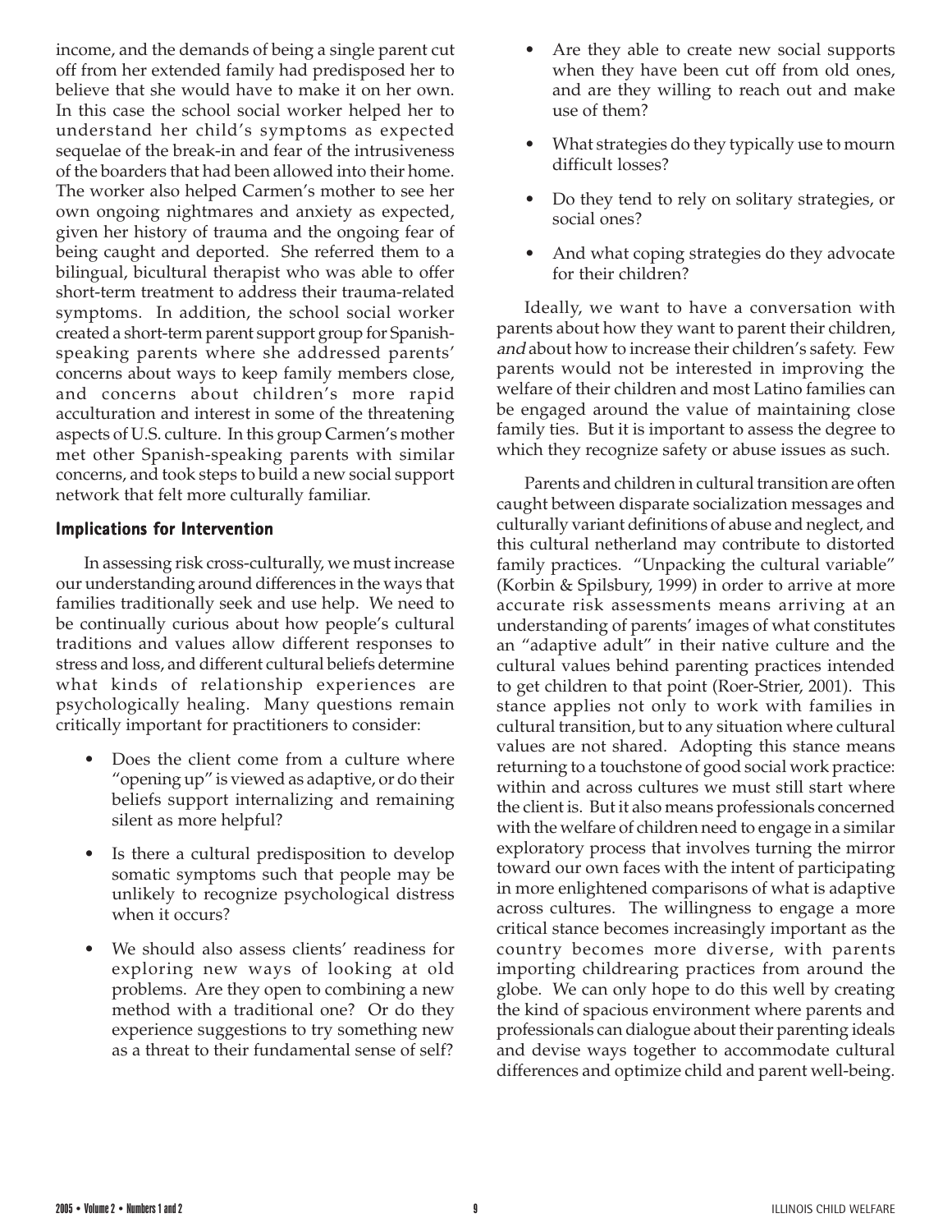income, and the demands of being a single parent cut off from her extended family had predisposed her to believe that she would have to make it on her own. In this case the school social worker helped her to understand her child's symptoms as expected sequelae of the break-in and fear of the intrusiveness of the boarders that had been allowed into their home. The worker also helped Carmen's mother to see her own ongoing nightmares and anxiety as expected, given her history of trauma and the ongoing fear of being caught and deported. She referred them to a bilingual, bicultural therapist who was able to offer short-term treatment to address their trauma-related symptoms. In addition, the school social worker created a short-term parent support group for Spanish-speaking parents where she addressed parents' concerns about ways to keep family members close, and concerns about children's more rapid acculturation and interest in some of the threatening aspects of U.S. culture. In this group Carmen's mother met other Spanish-speaking parents with similar concerns, and took steps to build a new social support network that felt more culturally familiar.

## Implications for Intervention

In assessing risk cross-culturally, we must increase our understanding around differences in the ways that families traditionally seek and use help. We need to be continually curious about how people's cultural traditions and values allow different responses to stress and loss, and different cultural beliefs determine what kinds of relationship experiences are psychologically healing. Many questions remain critically important for practitioners to consider:

- Does the client come from a culture where "opening up" is viewed as adaptive, or do their beliefs support internalizing and remaining silent as more helpful?
- Is there a cultural predisposition to develop somatic symptoms such that people may be unlikely to recognize psychological distress when it occurs?
- We should also assess clients' readiness for exploring new ways of looking at old problems. Are they open to combining a new method with a traditional one? Or do they experience suggestions to try something new as a threat to their fundamental sense of self?
- Are they able to create new social supports when they have been cut off from old ones, and are they willing to reach out and make use of them?
- What strategies do they typically use to mourn difficult losses?
- Do they tend to rely on solitary strategies, or social ones?
- And what coping strategies do they advocate for their children?

Ideally, we want to have a conversation with parents about how they want to parent their children, *and* about how to increase their children's safety. Few parents would not be interested in improving the welfare of their children and most Latino families can be engaged around the value of maintaining close family ties. But it is important to assess the degree to which they recognize safety or abuse issues as such.

Parents and children in cultural transition are often caught between disparate socialization messages and culturally variant definitions of abuse and neglect, and this cultural netherland may contribute to distorted family practices. "Unpacking the cultural variable" (Korbin & Spilsbury, 1999) in order to arrive at more accurate risk assessments means arriving at an understanding of parents' images of what constitutes an "adaptive adult" in their native culture and the cultural values behind parenting practices intended to get children to that point (Roer-Strier, 2001). This stance applies not only to work with families in cultural transition, but to any situation where cultural values are not shared. Adopting this stance means returning to a touchstone of good social work practice: within and across cultures we must still start where the client is. But it also means professionals concerned with the welfare of children need to engage in a similar exploratory process that involves turning the mirror toward our own faces with the intent of participating in more enlightened comparisons of what is adaptive across cultures. The willingness to engage a more critical stance becomes increasingly important as the country becomes more diverse, with parents importing childrearing practices from around the globe. We can only hope to do this well by creating the kind of spacious environment where parents and professionals can dialogue about their parenting ideals and devise ways together to accommodate cultural differences and optimize child and parent well-being.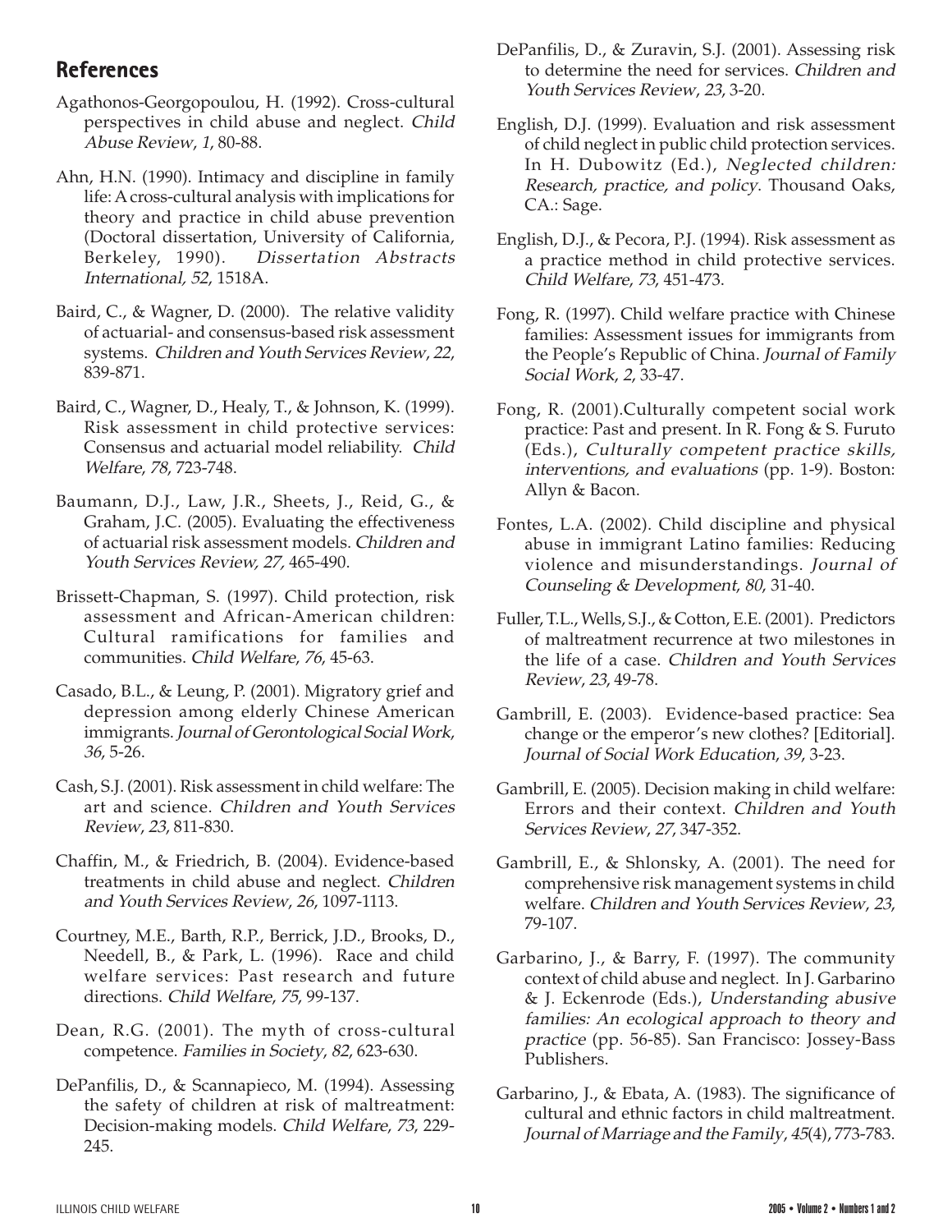## References

Agathonos-Georgopoulou, H. (1992). Cross-cultural perspectives in child abuse and neglect. *Child Abuse Review*, *1*, 80-88.

Ahn, H.N. (1990). Intimacy and discipline in family life: A cross-cultural analysis with implications for theory and practice in child abuse prevention (Doctoral dissertation, University of California, Berkeley, 1990). *Dissertation Abstracts International, 52*, 1518A.

Baird, C., & Wagner, D. (2000). The relative validity of actuarial- and consensus-based risk assessment systems. *Children and Youth Services Review*, *22*, 839-871.

Baird, C., Wagner, D., Healy, T., & Johnson, K. (1999). Risk assessment in child protective services: Consensus and actuarial model reliability. *Child Welfare*, *78*, 723-748.

Baumann, D.J., Law, J.R., Sheets, J., Reid, G., & Graham, J.C. (2005). Evaluating the effectiveness of actuarial risk assessment models. *Children and Youth Services Review, 27,* 465-490.

Brissett-Chapman, S. (1997). Child protection, risk assessment and African-American children: Cultural ramifications for families and communities. *Child Welfare*, *76*, 45-63.

Casado, B.L., & Leung, P. (2001). Migratory grief and depression among elderly Chinese American immigrants. *Journal of Gerontological Social Work*, *36*, 5-26.

Cash, S.J. (2001). Risk assessment in child welfare: The art and science. *Children and Youth Services Review*, *23*, 811-830.

Chaffin, M., & Friedrich, B. (2004). Evidence-based treatments in child abuse and neglect. *Children and Youth Services Review*, *26*, 1097-1113.

Courtney, M.E., Barth, R.P., Berrick, J.D., Brooks, D., Needell, B., & Park, L. (1996). Race and child welfare services: Past research and future directions. *Child Welfare*, *75*, 99-137.

Dean, R.G. (2001). The myth of cross-cultural competence. *Families in Society*, *82*, 623-630.

DePanfilis, D., & Scannapieco, M. (1994). Assessing the safety of children at risk of maltreatment: Decision-making models. *Child Welfare*, *73*, 229-245.

DePanfilis, D., & Zuravin, S.J. (2001). Assessing risk to determine the need for services. *Children and Youth Services Review*, *23*, 3-20.

English, D.J. (1999). Evaluation and risk assessment of child neglect in public child protection services. In H. Dubowitz (Ed.), *Neglected children: Research, practice, and policy*. Thousand Oaks, CA.: Sage.

English, D.J., & Pecora, P.J. (1994). Risk assessment as a practice method in child protective services. *Child Welfare*, *73*, 451-473.

Fong, R. (1997). Child welfare practice with Chinese families: Assessment issues for immigrants from the People's Republic of China. *Journal of Family Social Work*, *2*, 33-47.

Fong, R. (2001).Culturally competent social work practice: Past and present. In R. Fong & S. Furuto (Eds.), *Culturally competent practice skills, interventions, and evaluations* (pp. 1-9). Boston: Allyn & Bacon.

Fontes, L.A. (2002). Child discipline and physical abuse in immigrant Latino families: Reducing violence and misunderstandings. *Journal of Counseling & Development*, *80*, 31-40.

Fuller, T.L., Wells, S.J., & Cotton, E.E. (2001). Predictors of maltreatment recurrence at two milestones in the life of a case. *Children and Youth Services Review*, *23*, 49-78.

Gambrill, E. (2003). Evidence-based practice: Sea change or the emperor's new clothes? [Editorial]. *Journal of Social Work Education*, *39*, 3-23.

Gambrill, E. (2005). Decision making in child welfare: Errors and their context. *Children and Youth Services Review*, *27*, 347-352.

Gambrill, E., & Shlonsky, A. (2001). The need for comprehensive risk management systems in child welfare. *Children and Youth Services Review*, *23*, 79-107.

Garbarino, J., & Barry, F. (1997). The community context of child abuse and neglect. In J. Garbarino & J. Eckenrode (Eds.), *Understanding abusive families: An ecological approach to theory and practice* (pp. 56-85). San Francisco: Jossey-Bass Publishers.

Garbarino, J., & Ebata, A. (1983). The significance of cultural and ethnic factors in child maltreatment. *Journal of Marriage and the Family*, *45*(4), 773-783.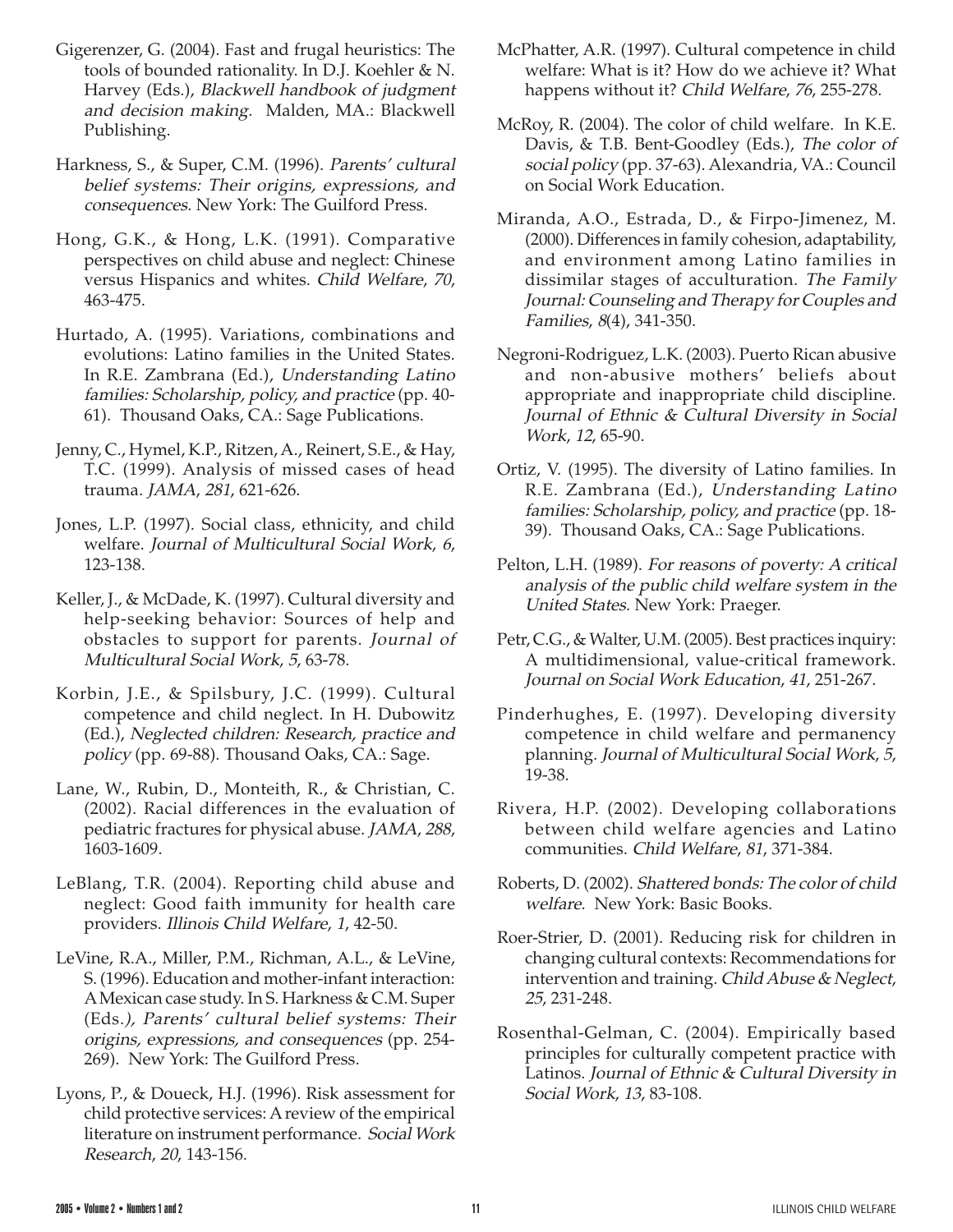Gigerenzer, G. (2004). Fast and frugal heuristics: The tools of bounded rationality. In D.J. Koehler & N. Harvey (Eds.), *Blackwell handbook of judgment and decision making*. Malden, MA.: Blackwell Publishing.

Harkness, S., & Super, C.M. (1996). *Parents' cultural belief systems: Their origins, expressions, and consequences.* New York: The Guilford Press.

Hong, G.K., & Hong, L.K. (1991). Comparative perspectives on child abuse and neglect: Chinese versus Hispanics and whites. *Child Welfare*, *70*, 463-475.

Hurtado, A. (1995). Variations, combinations and evolutions: Latino families in the United States. In R.E. Zambrana (Ed.), *Understanding Latino families: Scholarship, policy, and practice* (pp. 40-61). Thousand Oaks, CA.: Sage Publications.

Jenny, C., Hymel, K.P., Ritzen, A., Reinert, S.E., & Hay, T.C. (1999). Analysis of missed cases of head trauma. *JAMA*, *281*, 621-626.

Jones, L.P. (1997). Social class, ethnicity, and child welfare. *Journal of Multicultural Social Work*, *6*, 123-138.

Keller, J., & McDade, K. (1997). Cultural diversity and help-seeking behavior: Sources of help and obstacles to support for parents. *Journal of Multicultural Social Work*, *5*, 63-78.

Korbin, J.E., & Spilsbury, J.C. (1999). Cultural competence and child neglect. In H. Dubowitz (Ed.), *Neglected children: Research, practice and policy* (pp. 69-88). Thousand Oaks, CA.: Sage.

Lane, W., Rubin, D., Monteith, R., & Christian, C. (2002). Racial differences in the evaluation of pediatric fractures for physical abuse. *JAMA*, *288*, 1603-1609.

LeBlang, T.R. (2004). Reporting child abuse and neglect: Good faith immunity for health care providers. *Illinois Child Welfare*, *1*, 42-50.

LeVine, R.A., Miller, P.M., Richman, A.L., & LeVine, S. (1996). Education and mother-infant interaction: A Mexican case study. In S. Harkness & C.M. Super (Eds.*), Parents' cultural belief systems: Their origins, expressions, and consequences* (pp. 254-269). New York: The Guilford Press.

Lyons, P., & Doueck, H.J. (1996). Risk assessment for child protective services: A review of the empirical literature on instrument performance. *Social Work Research*, *20*, 143-156.

McPhatter, A.R. (1997). Cultural competence in child welfare: What is it? How do we achieve it? What happens without it? *Child Welfare*, *76*, 255-278.

McRoy, R. (2004). The color of child welfare. In K.E. Davis, & T.B. Bent-Goodley (Eds.), *The color of social policy* (pp. 37-63). Alexandria, VA.: Council on Social Work Education.

Miranda, A.O., Estrada, D., & Firpo-Jimenez, M. (2000). Differences in family cohesion, adaptability, and environment among Latino families in dissimilar stages of acculturation. *The Family Journal: Counseling and Therapy for Couples and Families*, *8*(4), 341-350.

Negroni-Rodriguez, L.K. (2003). Puerto Rican abusive and non-abusive mothers' beliefs about appropriate and inappropriate child discipline. *Journal of Ethnic & Cultural Diversity in Social Work*, *12*, 65-90.

Ortiz, V. (1995). The diversity of Latino families. In R.E. Zambrana (Ed.), *Understanding Latino families: Scholarship, policy, and practice* (pp. 18-39). Thousand Oaks, CA.: Sage Publications.

Pelton, L.H. (1989). *For reasons of poverty: A critical analysis of the public child welfare system in the United States*. New York: Praeger.

Petr, C.G., & Walter, U.M. (2005). Best practices inquiry: A multidimensional, value-critical framework. *Journal on Social Work Education*, *41*, 251-267.

Pinderhughes, E. (1997). Developing diversity competence in child welfare and permanency planning. *Journal of Multicultural Social Work*, *5*, 19-38.

Rivera, H.P. (2002). Developing collaborations between child welfare agencies and Latino communities. *Child Welfare*, *81*, 371-384.

Roberts, D. (2002). *Shattered bonds: The color of child welfare*. New York: Basic Books.

Roer-Strier, D. (2001). Reducing risk for children in changing cultural contexts: Recommendations for intervention and training. *Child Abuse & Neglect*, *25*, 231-248.

Rosenthal-Gelman, C. (2004). Empirically based principles for culturally competent practice with Latinos. *Journal of Ethnic & Cultural Diversity in Social Work*, *13*, 83-108.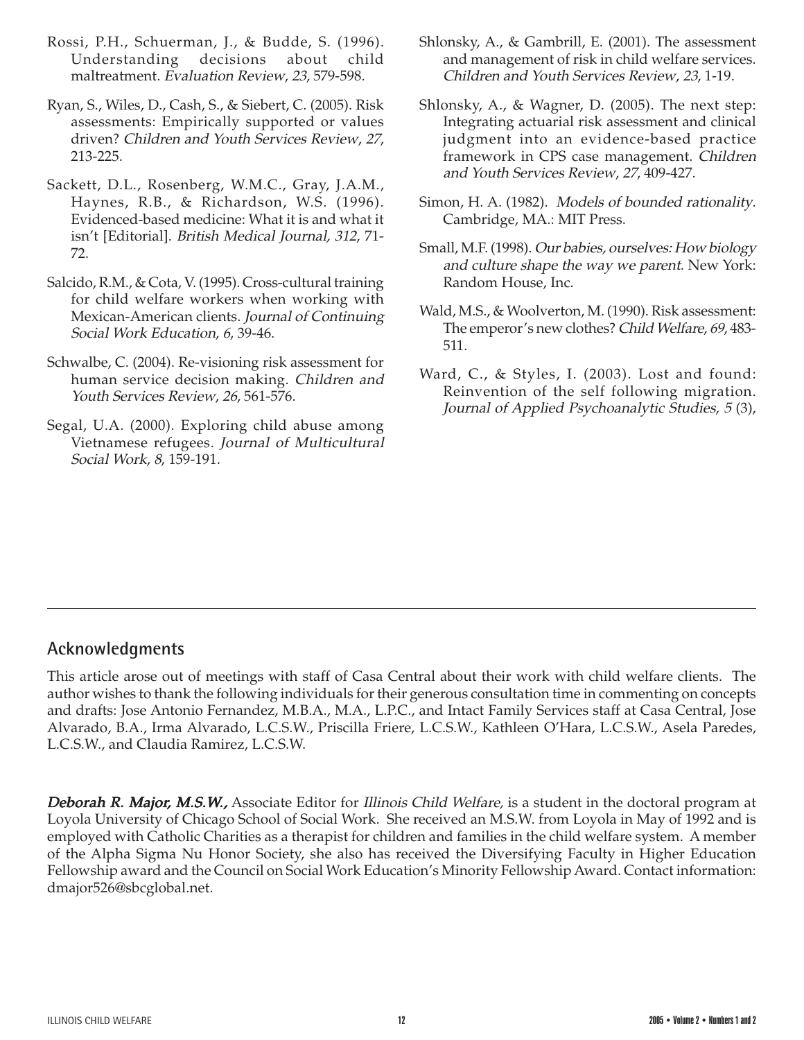Rossi, P.H., Schuerman, J., & Budde, S. (1996). Understanding decisions about child maltreatment. *Evaluation Review*, *23*, 579-598.

Ryan, S., Wiles, D., Cash, S., & Siebert, C. (2005). Risk assessments: Empirically supported or values driven? *Children and Youth Services Review*, *27*, 213-225.

Sackett, D.L., Rosenberg, W.M.C., Gray, J.A.M., Haynes, R.B., & Richardson, W.S. (1996). Evidenced-based medicine: What it is and what it isn't [Editorial]. *British Medical Journal, 312*, 71-72.

Salcido, R.M., & Cota, V. (1995). Cross-cultural training for child welfare workers when working with Mexican-American clients. *Journal of Continuing Social Work Education*, *6*, 39-46.

Schwalbe, C. (2004). Re-visioning risk assessment for human service decision making. *Children and Youth Services Review*, *26*, 561-576.

Segal, U.A. (2000). Exploring child abuse among Vietnamese refugees. *Journal of Multicultural Social Work*, *8*, 159-191.

Shlonsky, A., & Gambrill, E. (2001). The assessment and management of risk in child welfare services. *Children and Youth Services Review*, *23*, 1-19.

Shlonsky, A., & Wagner, D. (2005). The next step: Integrating actuarial risk assessment and clinical judgment into an evidence-based practice framework in CPS case management. *Children and Youth Services Review*, *27*, 409-427.

Simon, H. A. (1982). *Models of bounded rationality*. Cambridge, MA.: MIT Press.

Small, M.F. (1998). *Our babies, ourselves: How biology and culture shape the way we parent*. New York: Random House, Inc.

Wald, M.S., & Woolverton, M. (1990). Risk assessment: The emperor's new clothes? *Child Welfare*, *69*, 483-511.

Ward, C., & Styles, I. (2003). Lost and found: Reinvention of the self following migration. *Journal of Applied Psychoanalytic Studies*, *5* (3),

## Acknowledgments

This article arose out of meetings with staff of Casa Central about their work with child welfare clients. The author wishes to thank the following individuals for their generous consultation time in commenting on concepts and drafts: Jose Antonio Fernandez, M.B.A., M.A., L.P.C., and Intact Family Services staff at Casa Central, Jose Alvarado, B.A., Irma Alvarado, L.C.S.W., Priscilla Friere, L.C.S.W., Kathleen O'Hara, L.C.S.W., Asela Paredes, L.C.S.W., and Claudia Ramirez, L.C.S.W.

***Deborah R. Major, M.S.W.,*** Associate Editor for *Illinois Child Welfare,* is a student in the doctoral program at Loyola University of Chicago School of Social Work. She received an M.S.W. from Loyola in May of 1992 and is employed with Catholic Charities as a therapist for children and families in the child welfare system. A member of the Alpha Sigma Nu Honor Society, she also has received the Diversifying Faculty in Higher Education Fellowship award and the Council on Social Work Education's Minority Fellowship Award. Contact information: dmajor526@sbcglobal.net.